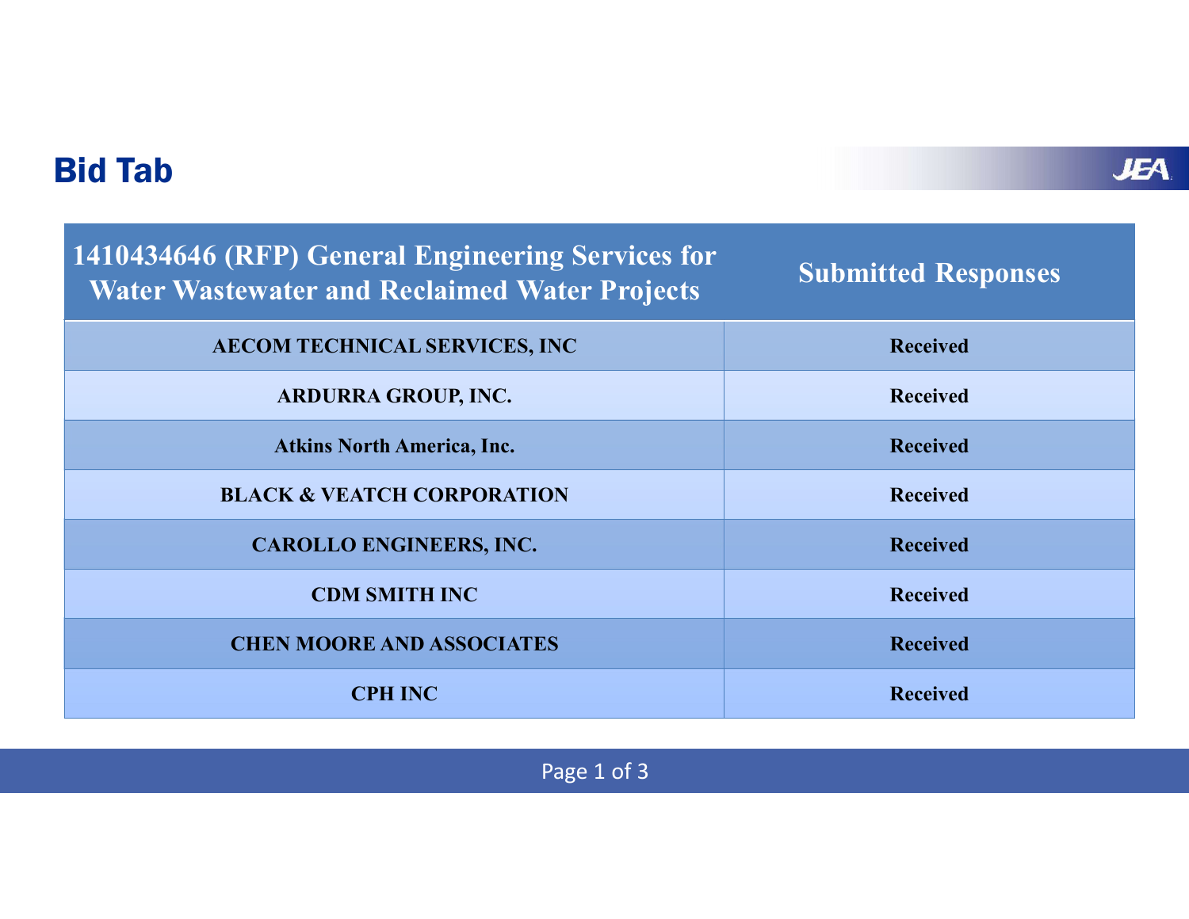# Bid Tab

| 1410434646 (RFP) General Engineering Services for Water Wastewater and Reclaimed Water Projects | Submitted Responses |
|---|---|
| AECOM TECHNICAL SERVICES, INC | Received |
| ARDURRA GROUP, INC. | Received |
| Atkins North America, Inc. | Received |
| BLACK & VEATCH CORPORATION | Received |
| CAROLLO ENGINEERS, INC. | Received |
| CDM SMITH INC | Received |
| CHEN MOORE AND ASSOCIATES | Received |
| CPH INC | Received |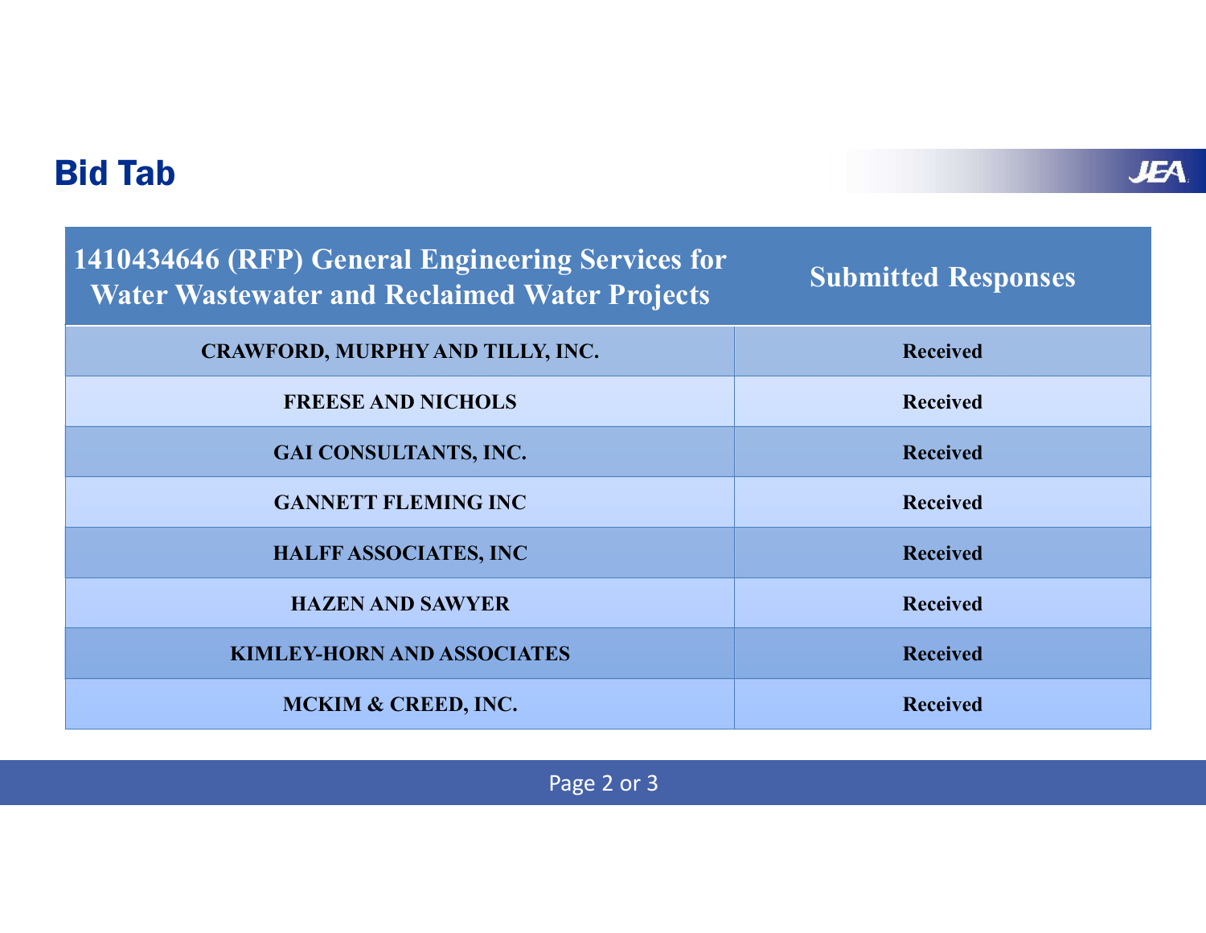## Bid Tab

| 1410434646 (RFP) General Engineering Services for Water Wastewater and Reclaimed Water Projects | Submitted Responses |
|---|---|
| CRAWFORD, MURPHY AND TILLY, INC. | Received |
| FREESE AND NICHOLS | Received |
| GAI CONSULTANTS, INC. | Received |
| GANNETT FLEMING INC | Received |
| HALFF ASSOCIATES, INC | Received |
| HAZEN AND SAWYER | Received |
| KIMLEY-HORN AND ASSOCIATES | Received |
| MCKIM & CREED, INC. | Received |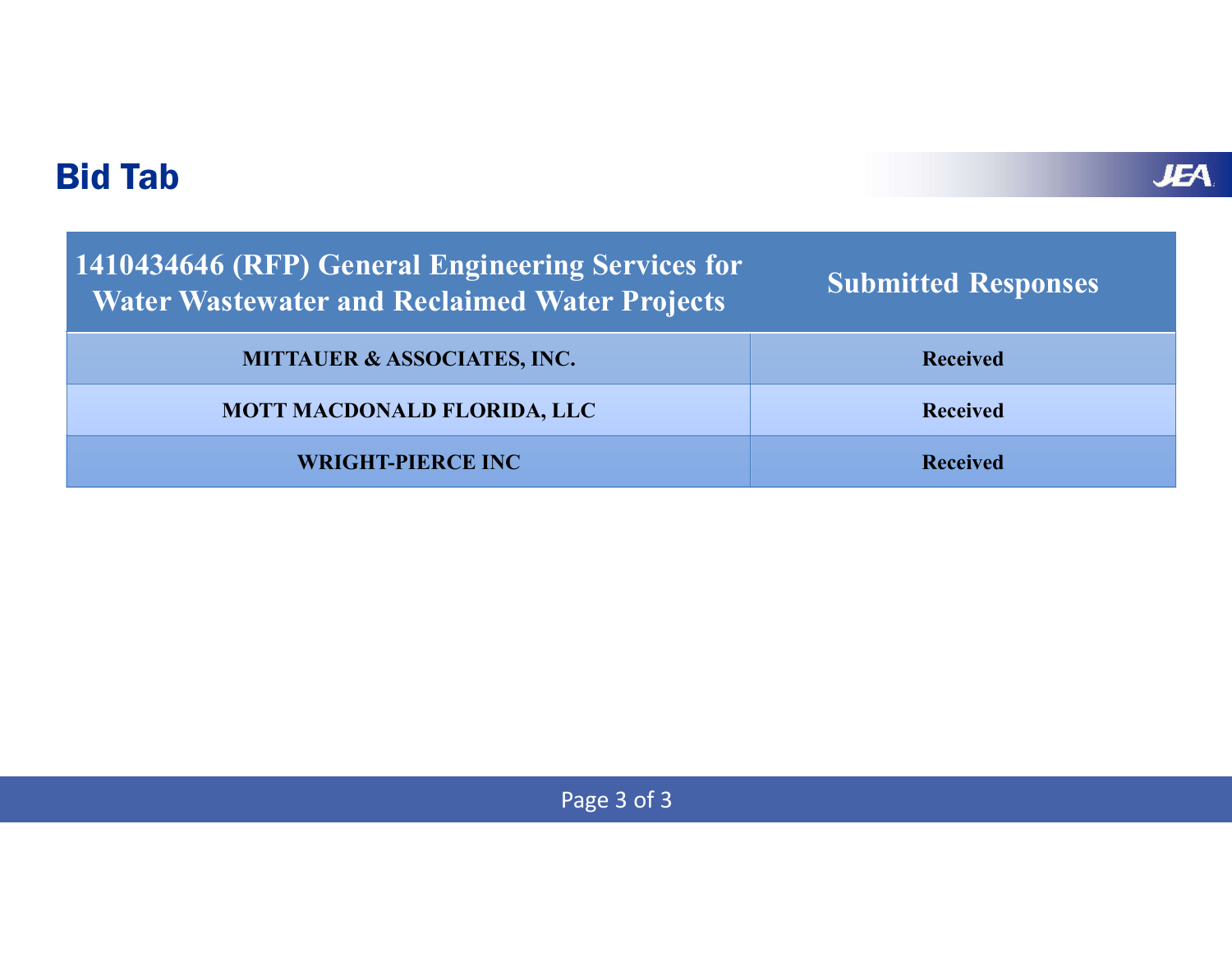## Bid Tab

| 1410434646 (RFP) General Engineering Services for Water Wastewater and Reclaimed Water Projects | Submitted Responses |
|---|---|
| MITTAUER & ASSOCIATES, INC. | Received |
| MOTT MACDONALD FLORIDA, LLC | Received |
| WRIGHT-PIERCE INC | Received |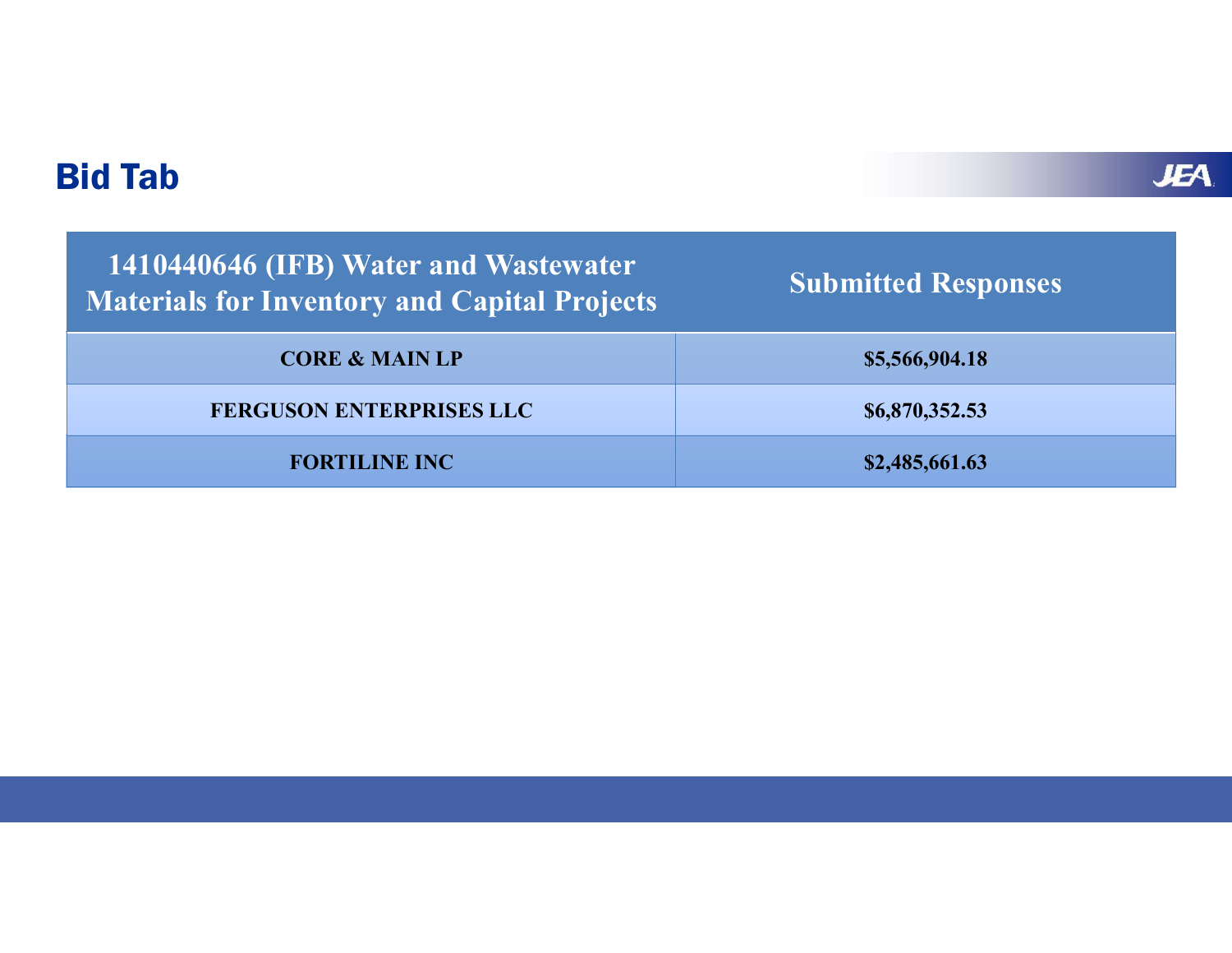## Bid Tab

| 1410440646 (IFB) Water and Wastewater Materials for Inventory and Capital Projects | Submitted Responses |
|---|---|
| **CORE & MAIN LP** | **$5,566,904.18** |
| **FERGUSON ENTERPRISES LLC** | **$6,870,352.53** |
| **FORTILINE INC** | **$2,485,661.63** |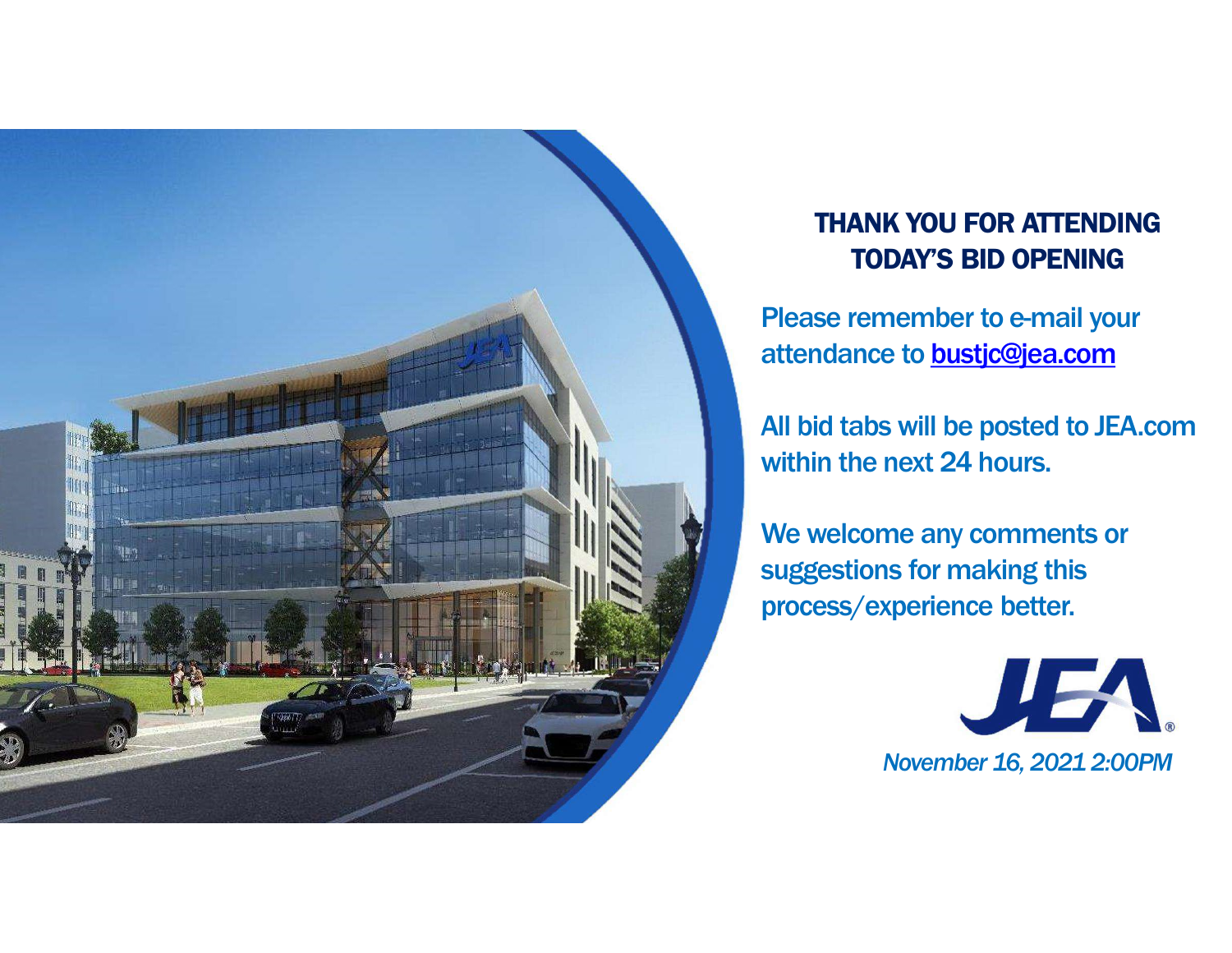## THANK YOU FOR ATTENDING TODAY'S BID OPENING

Please remember to e-mail your attendance to bustjc@jea.com

All bid tabs will be posted to JEA.com within the next 24 hours.

We welcome any comments or suggestions for making this process/experience better.

JEA®

*November 16, 2021 2:00PM*